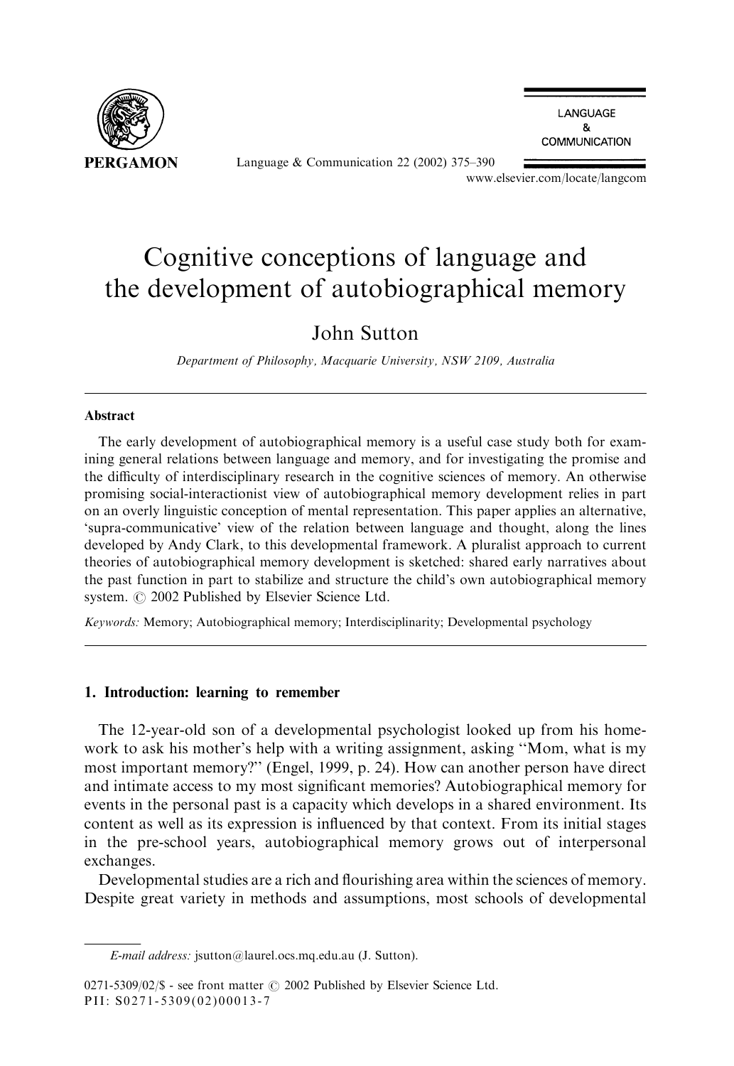# Cognitive conceptions of language and the development of autobiographical memory

John Sutton

*Department of Philosophy, Macquarie University, NSW 2109, Australia*

## Abstract

The early development of autobiographical memory is a useful case study both for examining general relations between language and memory, and for investigating the promise and the difficulty of interdisciplinary research in the cognitive sciences of memory. An otherwise promising social-interactionist view of autobiographical memory development relies in part on an overly linguistic conception of mental representation. This paper applies an alternative, 'supra-communicative' view of the relation between language and thought, along the lines developed by Andy Clark, to this developmental framework. A pluralist approach to current theories of autobiographical memory development is sketched: shared early narratives about the past function in part to stabilize and structure the child's own autobiographical memory system. © 2002 Published by Elsevier Science Ltd.

*Keywords:* Memory; Autobiographical memory; Interdisciplinarity; Developmental psychology

## 1. Introduction: learning to remember

The 12-year-old son of a developmental psychologist looked up from his homework to ask his mother's help with a writing assignment, asking "Mom, what is my most important memory?" (Engel, 1999, p. 24). How can another person have direct and intimate access to my most significant memories? Autobiographical memory for events in the personal past is a capacity which develops in a shared environment. Its content as well as its expression is influenced by that context. From its initial stages in the pre-school years, autobiographical memory grows out of interpersonal exchanges.

Developmental studies are a rich and flourishing area within the sciences of memory. Despite great variety in methods and assumptions, most schools of developmental

---

*E-mail address:* jsutton@laurel.ocs.mq.edu.au (J. Sutton).

0271-5309/02/$ - see front matter © 2002 Published by Elsevier Science Ltd.
PII: S0271-5309(02)00013-7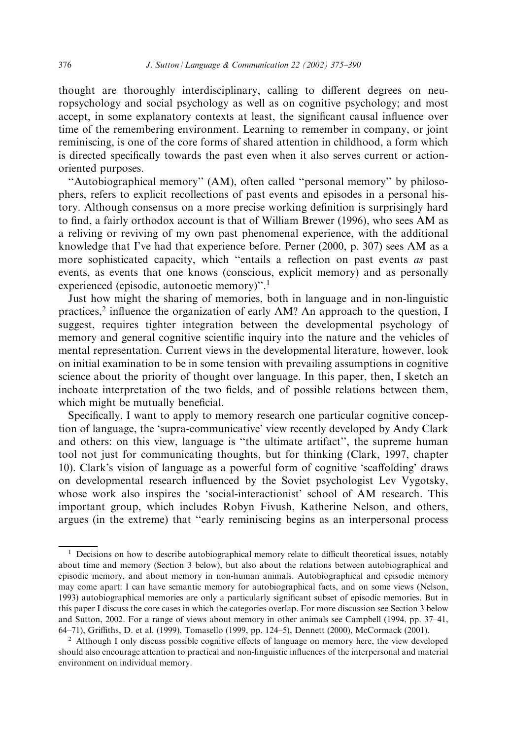thought are thoroughly interdisciplinary, calling to different degrees on neuropsychology and social psychology as well as on cognitive psychology; and most accept, in some explanatory contexts at least, the significant causal influence over time of the remembering environment. Learning to remember in company, or joint reminiscing, is one of the core forms of shared attention in childhood, a form which is directed specifically towards the past even when it also serves current or action-oriented purposes.

"Autobiographical memory" (AM), often called "personal memory" by philosophers, refers to explicit recollections of past events and episodes in a personal history. Although consensus on a more precise working definition is surprisingly hard to find, a fairly orthodox account is that of William Brewer (1996), who sees AM as a reliving or reviving of my own past phenomenal experience, with the additional knowledge that I've had that experience before. Perner (2000, p. 307) sees AM as a more sophisticated capacity, which "entails a reflection on past events *as* past events, as events that one knows (conscious, explicit memory) and as personally experienced (episodic, autonoetic memory)".[1]

Just how might the sharing of memories, both in language and in non-linguistic practices,[2] influence the organization of early AM? An approach to the question, I suggest, requires tighter integration between the developmental psychology of memory and general cognitive scientific inquiry into the nature and the vehicles of mental representation. Current views in the developmental literature, however, look on initial examination to be in some tension with prevailing assumptions in cognitive science about the priority of thought over language. In this paper, then, I sketch an inchoate interpretation of the two fields, and of possible relations between them, which might be mutually beneficial.

Specifically, I want to apply to memory research one particular cognitive conception of language, the 'supra-communicative' view recently developed by Andy Clark and others: on this view, language is "the ultimate artifact", the supreme human tool not just for communicating thoughts, but for thinking (Clark, 1997, chapter 10). Clark's vision of language as a powerful form of cognitive 'scaffolding' draws on developmental research influenced by the Soviet psychologist Lev Vygotsky, whose work also inspires the 'social-interactionist' school of AM research. This important group, which includes Robyn Fivush, Katherine Nelson, and others, argues (in the extreme) that "early reminiscing begins as an interpersonal process

[1] Decisions on how to describe autobiographical memory relate to difficult theoretical issues, notably about time and memory (Section 3 below), but also about the relations between autobiographical and episodic memory, and about memory in non-human animals. Autobiographical and episodic memory may come apart: I can have semantic memory for autobiographical facts, and on some views (Nelson, 1993) autobiographical memories are only a particularly significant subset of episodic memories. But in this paper I discuss the core cases in which the categories overlap. For more discussion see Section 3 below and Sutton, 2002. For a range of views about memory in other animals see Campbell (1994, pp. 37–41, 64–71), Griffiths, D. et al. (1999), Tomasello (1999, pp. 124–5), Dennett (2000), McCormack (2001).

[2] Although I only discuss possible cognitive effects of language on memory here, the view developed should also encourage attention to practical and non-linguistic influences of the interpersonal and material environment on individual memory.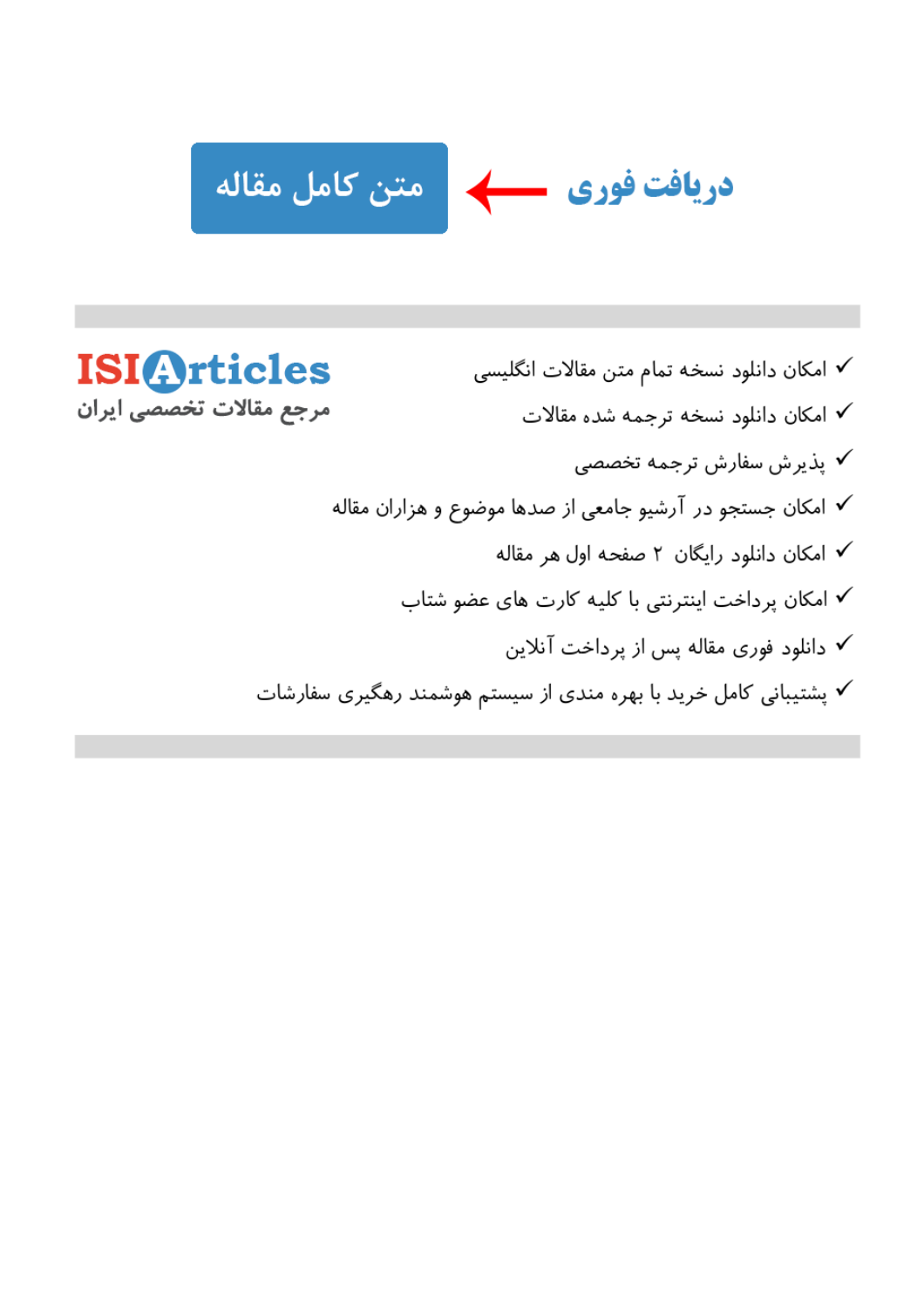دریافت فوری ← **متن کامل مقاله**

**ISIArticles**

مرجع مقالات تخصصی ایران

- ✓ امکان دانلود نسخه تمام متن مقالات انگلیسی
- ✓ امکان دانلود نسخه ترجمه شده مقالات
- ✓ پذیرش سفارش ترجمه تخصصی
- ✓ امکان جستجو در آرشیو جامعی از صدها موضوع و هزاران مقاله
- ✓ امکان دانلود رایگان ۲ صفحه اول هر مقاله
- ✓ امکان پرداخت اینترنتی با کلیه کارت های عضو شتاب
- ✓ دانلود فوری مقاله پس از پرداخت آنلاین
- ✓ پشتیبانی کامل خرید با بهره مندی از سیستم هوشمند رهگیری سفارشات